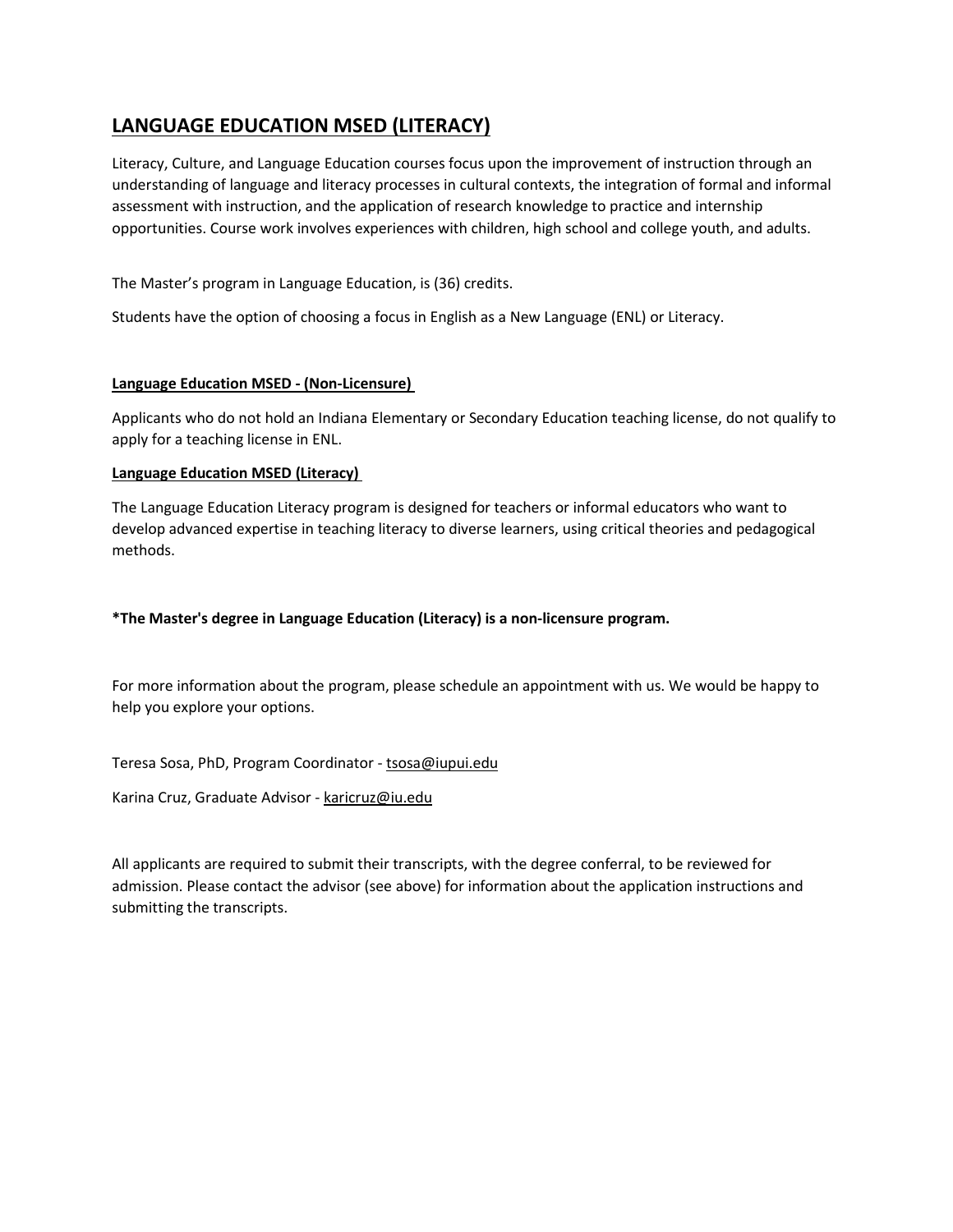# LANGUAGE EDUCATION MSED (LITERACY)

Literacy, Culture, and Language Education courses focus upon the improvement of instruction through an understanding of language and literacy processes in cultural contexts, the integration of formal and informal assessment with instruction, and the application of research knowledge to practice and internship opportunities. Course work involves experiences with children, high school and college youth, and adults.

The Master's program in Language Education, is (36) credits.

Students have the option of choosing a focus in English as a New Language (ENL) or Literacy.

**Language Education MSED - (Non-Licensure)**

Applicants who do not hold an Indiana Elementary or Secondary Education teaching license, do not qualify to apply for a teaching license in ENL.

**Language Education MSED (Literacy)**

The Language Education Literacy program is designed for teachers or informal educators who want to develop advanced expertise in teaching literacy to diverse learners, using critical theories and pedagogical methods.

**\*The Master's degree in Language Education (Literacy) is a non-licensure program.**

For more information about the program, please schedule an appointment with us. We would be happy to help you explore your options.

Teresa Sosa, PhD, Program Coordinator - tsosa@iupui.edu

Karina Cruz, Graduate Advisor - karicruz@iu.edu

All applicants are required to submit their transcripts, with the degree conferral, to be reviewed for admission. Please contact the advisor (see above) for information about the application instructions and submitting the transcripts.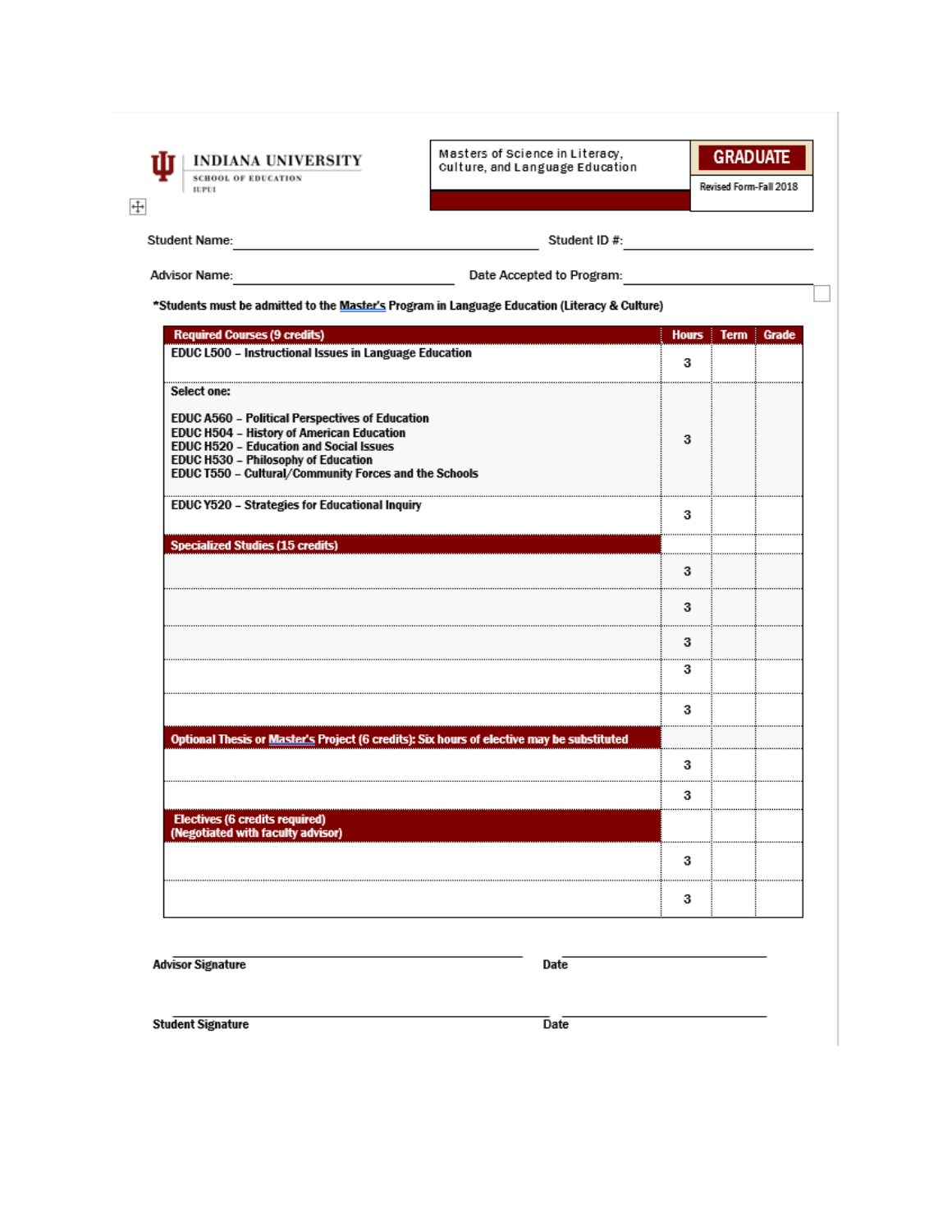INDIANA UNIVERSITY
SCHOOL OF EDUCATION
IUPUI

Masters of Science in Literacy, Culture, and Language Education

**GRADUATE**

Revised Form-Fall 2018

Student Name: ______________________ Student ID #: ______________________

Advisor Name: ______________________ Date Accepted to Program: ______________________

**\*Students must be admitted to the Master's Program in Language Education (Literacy & Culture)**

| Required Courses (9 credits) | Hours | Term | Grade |
|---|---|---|---|
| EDUC L500 – Instructional Issues in Language Education | 3 | | |
| Select one:<br><br>EDUC A560 – Political Perspectives of Education<br>EDUC H504 – History of American Education<br>EDUC H520 – Education and Social Issues<br>EDUC H530 – Philosophy of Education<br>EDUC T550 – Cultural/Community Forces and the Schools | 3 | | |
| EDUC Y520 – Strategies for Educational Inquiry | 3 | | |
| **Specialized Studies (15 credits)** | | | |
| | 3 | | |
| | 3 | | |
| | 3 | | |
| | 3 | | |
| | 3 | | |
| **Optional Thesis or Master's Project (6 credits): Six hours of elective may be substituted** | | | |
| | 3 | | |
| | 3 | | |
| **Electives (6 credits required)<br>(Negotiated with faculty advisor)** | | | |
| | 3 | | |
| | 3 | | |

**Advisor Signature** ______________________ **Date** ______________________

**Student Signature** ______________________ **Date** ______________________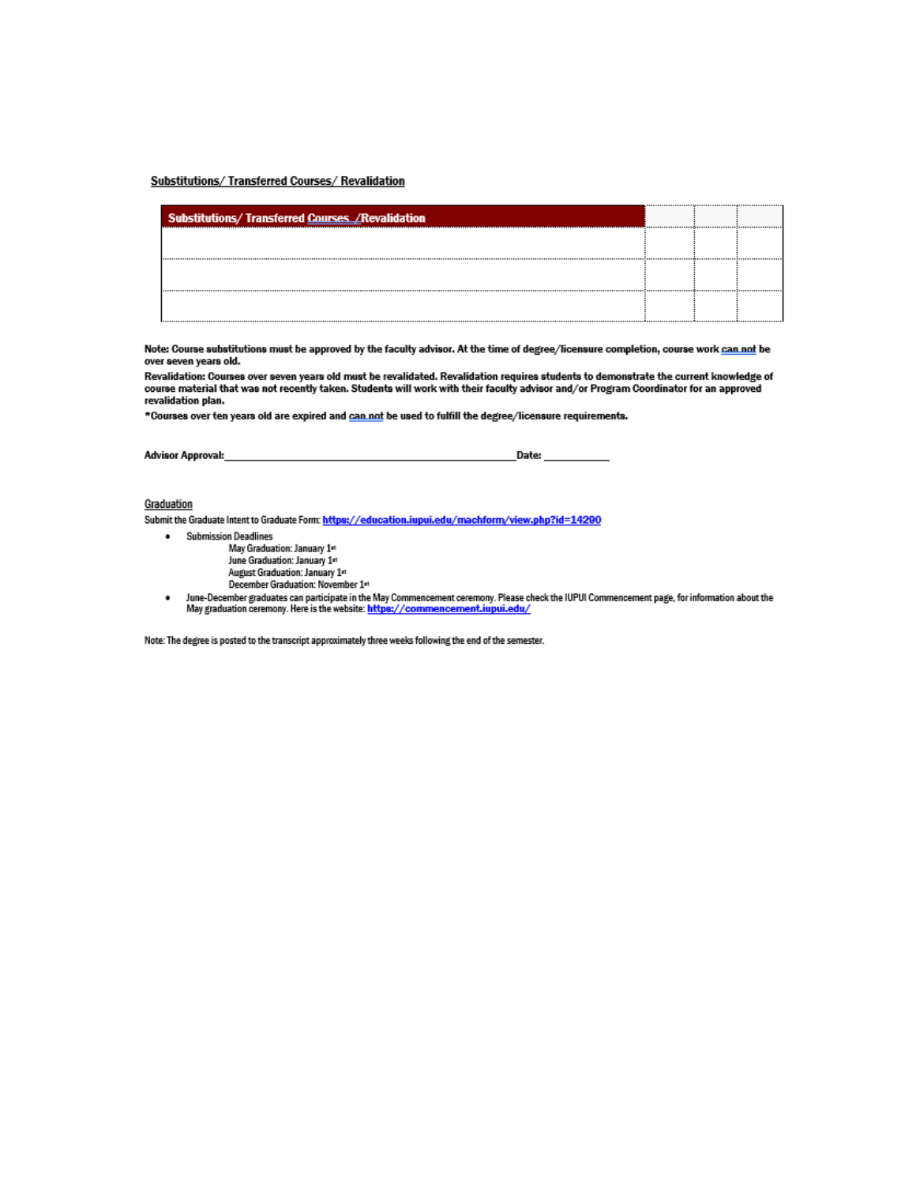## Substitutions/ Transferred Courses/ Revalidation

| Substitutions/ Transferred Courses /Revalidation | | | |
|---|---|---|---|
| | | | |
| | | | |
| | | | |

**Note: Course substitutions must be approved by the faculty advisor. At the time of degree/licensure completion, course work can not be over seven years old.**

**Revalidation: Courses over seven years old must be revalidated. Revalidation requires students to demonstrate the current knowledge of course material that was not recently taken. Students will work with their faculty advisor and/or Program Coordinator for an approved revalidation plan.**

**\*Courses over ten years old are expired and can not be used to fulfill the degree/licensure requirements.**

**Advisor Approval:**\_\_\_\_\_\_\_\_\_\_\_\_\_\_\_\_\_\_\_\_\_\_\_\_\_\_\_\_\_\_\_\_\_\_\_\_\_\_\_\_\_\_\_\_**Date:** \_\_\_\_\_\_\_\_\_\_\_

## Graduation

Submit the Graduate Intent to Graduate Form: [https://education.iupui.edu/machform/view.php?id=14290](https://education.iupui.edu/machform/view.php?id=14290)

- Submission Deadlines
  - May Graduation: January 1st
  - June Graduation: January 1st
  - August Graduation: January 1st
  - December Graduation: November 1st
- June-December graduates can participate in the May Commencement ceremony. Please check the IUPUI Commencement page, for information about the May graduation ceremony. Here is the website: [https://commencement.iupui.edu/](https://commencement.iupui.edu/)

Note: The degree is posted to the transcript approximately three weeks following the end of the semester.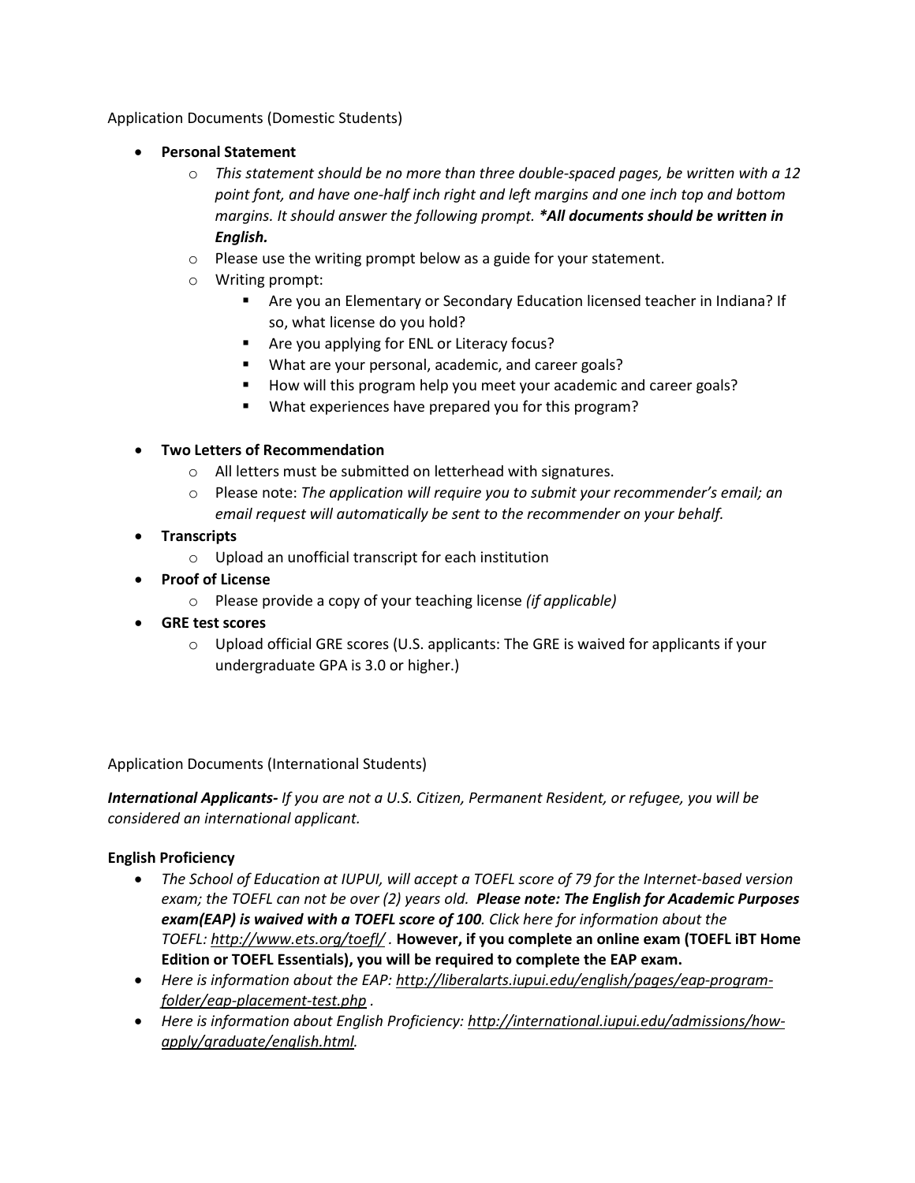Application Documents (Domestic Students)

- **Personal Statement**
  - *This statement should be no more than three double-spaced pages, be written with a 12 point font, and have one-half inch right and left margins and one inch top and bottom margins. It should answer the following prompt.* ***\*All documents should be written in English.***
  - Please use the writing prompt below as a guide for your statement.
  - Writing prompt:
    - Are you an Elementary or Secondary Education licensed teacher in Indiana? If so, what license do you hold?
    - Are you applying for ENL or Literacy focus?
    - What are your personal, academic, and career goals?
    - How will this program help you meet your academic and career goals?
    - What experiences have prepared you for this program?

- **Two Letters of Recommendation**
  - All letters must be submitted on letterhead with signatures.
  - Please note: *The application will require you to submit your recommender's email; an email request will automatically be sent to the recommender on your behalf.*
- **Transcripts**
  - Upload an unofficial transcript for each institution
- **Proof of License**
  - Please provide a copy of your teaching license *(if applicable)*
- **GRE test scores**
  - Upload official GRE scores (U.S. applicants: The GRE is waived for applicants if your undergraduate GPA is 3.0 or higher.)

Application Documents (International Students)

***International Applicants-*** *If you are not a U.S. Citizen, Permanent Resident, or refugee, you will be considered an international applicant.*

**English Proficiency**

- *The School of Education at IUPUI, will accept a TOEFL score of 79 for the Internet-based version exam; the TOEFL can not be over (2) years old.* ***Please note: The English for Academic Purposes exam(EAP) is waived with a TOEFL score of 100****. Click here for information about the TOEFL: http://www.ets.org/toefl/ .* **However, if you complete an online exam (TOEFL iBT Home Edition or TOEFL Essentials), you will be required to complete the EAP exam.**
- *Here is information about the EAP: http://liberalarts.iupui.edu/english/pages/eap-program-folder/eap-placement-test.php .*
- *Here is information about English Proficiency: http://international.iupui.edu/admissions/how-apply/graduate/english.html.*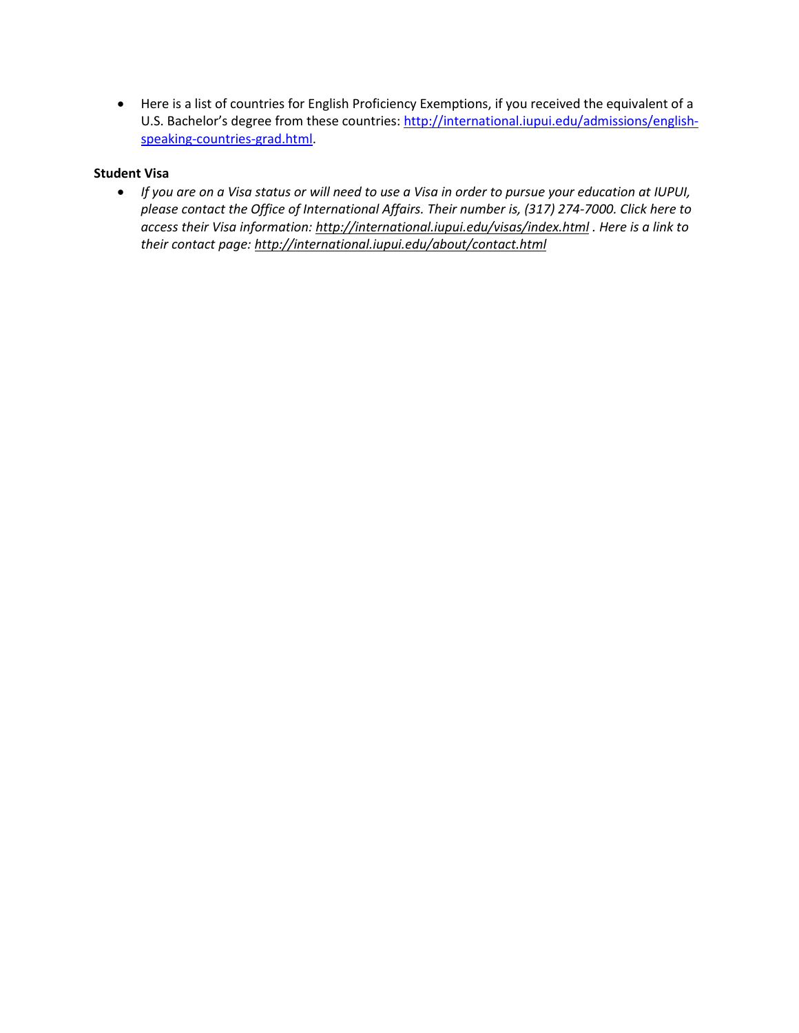- Here is a list of countries for English Proficiency Exemptions, if you received the equivalent of a U.S. Bachelor's degree from these countries: http://international.iupui.edu/admissions/english-speaking-countries-grad.html.

**Student Visa**

- *If you are on a Visa status or will need to use a Visa in order to pursue your education at IUPUI, please contact the Office of International Affairs. Their number is, (317) 274-7000. Click here to access their Visa information: http://international.iupui.edu/visas/index.html . Here is a link to their contact page: http://international.iupui.edu/about/contact.html*